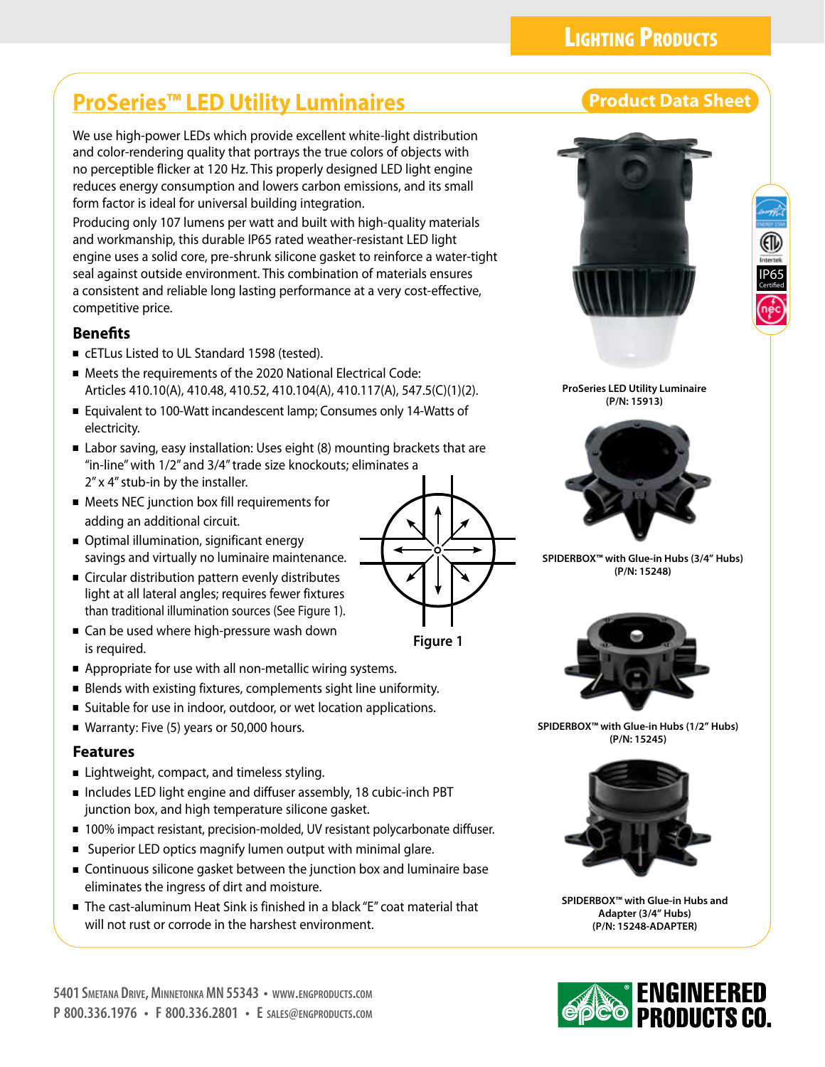## Lighting Products

# ProSeries™ LED Utility Luminaires

**Product Data Sheet**

We use high-power LEDs which provide excellent white-light distribution and color-rendering quality that portrays the true colors of objects with no perceptible flicker at 120 Hz. This properly designed LED light engine reduces energy consumption and lowers carbon emissions, and its small form factor is ideal for universal building integration.

Producing only 107 lumens per watt and built with high-quality materials and workmanship, this durable IP65 rated weather-resistant LED light engine uses a solid core, pre-shrunk silicone gasket to reinforce a water-tight seal against outside environment. This combination of materials ensures a consistent and reliable long lasting performance at a very cost-effective, competitive price.

### Benefits

- cETLus Listed to UL Standard 1598 (tested).
- Meets the requirements of the 2020 National Electrical Code: Articles 410.10(A), 410.48, 410.52, 410.104(A), 410.117(A), 547.5(C)(1)(2).
- Equivalent to 100-Watt incandescent lamp; Consumes only 14-Watts of electricity.
- Labor saving, easy installation: Uses eight (8) mounting brackets that are "in-line" with 1/2" and 3/4" trade size knockouts; eliminates a 2" x 4" stub-in by the installer.
- Meets NEC junction box fill requirements for adding an additional circuit.
- Optimal illumination, significant energy savings and virtually no luminaire maintenance.
- Circular distribution pattern evenly distributes light at all lateral angles; requires fewer fixtures than traditional illumination sources (See Figure 1).
- Can be used where high-pressure wash down is required.
- Appropriate for use with all non-metallic wiring systems.
- Blends with existing fixtures, complements sight line uniformity.
- Suitable for use in indoor, outdoor, or wet location applications.
- Warranty: Five (5) years or 50,000 hours.

Figure 1

### Features

- Lightweight, compact, and timeless styling.
- Includes LED light engine and diffuser assembly, 18 cubic-inch PBT junction box, and high temperature silicone gasket.
- 100% impact resistant, precision-molded, UV resistant polycarbonate diffuser.
- Superior LED optics magnify lumen output with minimal glare.
- Continuous silicone gasket between the junction box and luminaire base eliminates the ingress of dirt and moisture.
- The cast-aluminum Heat Sink is finished in a black "E" coat material that will not rust or corrode in the harshest environment.

**ProSeries LED Utility Luminaire (P/N: 15913)**

**SPIDERBOX™ with Glue-in Hubs (3/4" Hubs) (P/N: 15248)**

**SPIDERBOX™ with Glue-in Hubs (1/2" Hubs) (P/N: 15245)**

**SPIDERBOX™ with Glue-in Hubs and Adapter (3/4" Hubs) (P/N: 15248-ADAPTER)**

5401 Smetana Drive, Minnetonka MN 55343 • www.engproducts.com
P 800.336.1976 • F 800.336.2801 • E sales@engproducts.com

ENGINEERED PRODUCTS CO.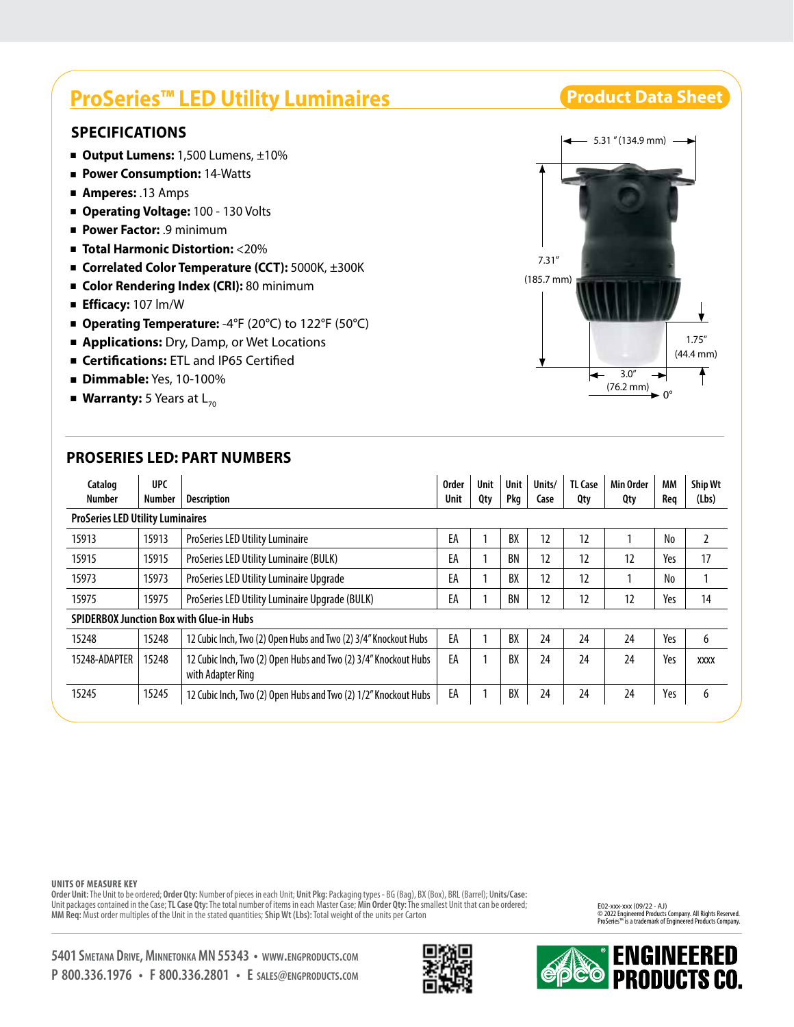# ProSeries™ LED Utility Luminaires

Product Data Sheet

## SPECIFICATIONS

- **Output Lumens:** 1,500 Lumens, ±10%
- **Power Consumption:** 14-Watts
- **Amperes:** .13 Amps
- **Operating Voltage:** 100 - 130 Volts
- **Power Factor:** .9 minimum
- **Total Harmonic Distortion:** <20%
- **Correlated Color Temperature (CCT):** 5000K, ±300K
- **Color Rendering Index (CRI):** 80 minimum
- **Efficacy:** 107 lm/W
- **Operating Temperature:** -4°F (20°C) to 122°F (50°C)
- **Applications:** Dry, Damp, or Wet Locations
- **Certifications:** ETL and IP65 Certified
- **Dimmable:** Yes, 10-100%
- **Warranty:** 5 Years at $L_{70}$

5.31 ″ (134.9 mm)

7.31″ (185.7 mm)

1.75″ (44.4 mm)

3.0″ (76.2 mm)

0°

## PROSERIES LED: PART NUMBERS

| Catalog Number | UPC Number | Description | Order Unit | Unit Qty | Unit Pkg | Units/ Case | TL Case Qty | Min Order Qty | MM Req | Ship Wt (Lbs) |
|---|---|---|---|---|---|---|---|---|---|---|
| **ProSeries LED Utility Luminaires** | | | | | | | | | | |
| 15913 | 15913 | ProSeries LED Utility Luminaire | EA | 1 | BX | 12 | 12 | 1 | No | 2 |
| 15915 | 15915 | ProSeries LED Utility Luminaire (BULK) | EA | 1 | BN | 12 | 12 | 12 | Yes | 17 |
| 15973 | 15973 | ProSeries LED Utility Luminaire Upgrade | EA | 1 | BX | 12 | 12 | 1 | No | 1 |
| 15975 | 15975 | ProSeries LED Utility Luminaire Upgrade (BULK) | EA | 1 | BN | 12 | 12 | 12 | Yes | 14 |
| **SPIDERBOX Junction Box with Glue-in Hubs** | | | | | | | | | | |
| 15248 | 15248 | 12 Cubic Inch, Two (2) Open Hubs and Two (2) 3/4" Knockout Hubs | EA | 1 | BX | 24 | 24 | 24 | Yes | 6 |
| 15248-ADAPTER | 15248 | 12 Cubic Inch, Two (2) Open Hubs and Two (2) 3/4" Knockout Hubs with Adapter Ring | EA | 1 | BX | 24 | 24 | 24 | Yes | xxxx |
| 15245 | 15245 | 12 Cubic Inch, Two (2) Open Hubs and Two (2) 1/2" Knockout Hubs | EA | 1 | BX | 24 | 24 | 24 | Yes | 6 |

**UNITS OF MEASURE KEY**
**Order Unit:** The Unit to be ordered; **Order Qty:** Number of pieces in each Unit; **Unit Pkg:** Packaging types - BG (Bag), BX (Box), BRL (Barrel); **Units/Case:** Unit packages contained in the Case; **TL Case Qty:** The total number of items in each Master Case; **Min Order Qty:** The smallest Unit that can be ordered; **MM Req:** Must order multiples of the Unit in the stated quantities; **Ship Wt (Lbs):** Total weight of the units per Carton

E02-xxx-xxx (09/22 - AJ)
© 2022 Engineered Products Company. All Rights Reserved.
ProSeries™ is a trademark of Engineered Products Company.

5401 Smetana Drive, Minnetonka MN 55343 • www.engproducts.com
P 800.336.1976 • F 800.336.2801 • E sales@engproducts.com

ENGINEERED PRODUCTS CO.